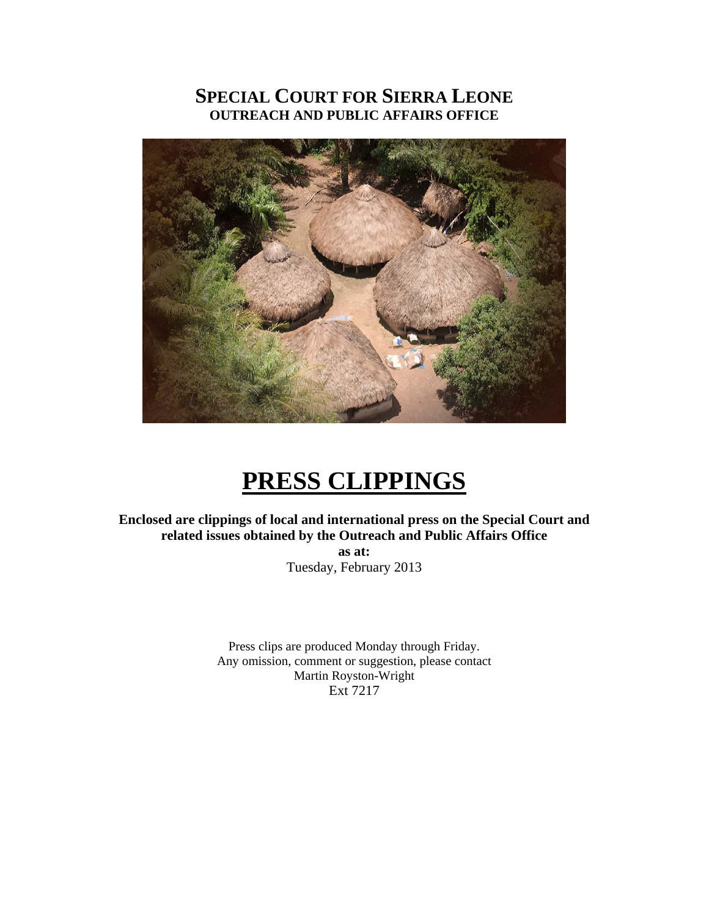# SPECIAL COURT FOR SIERRA LEONE
## OUTREACH AND PUBLIC AFFAIRS OFFICE

# PRESS CLIPPINGS

**Enclosed are clippings of local and international press on the Special Court and related issues obtained by the Outreach and Public Affairs Office**

**as at:**

Tuesday, February 2013

Press clips are produced Monday through Friday.
Any omission, comment or suggestion, please contact
Martin Royston-Wright
Ext 7217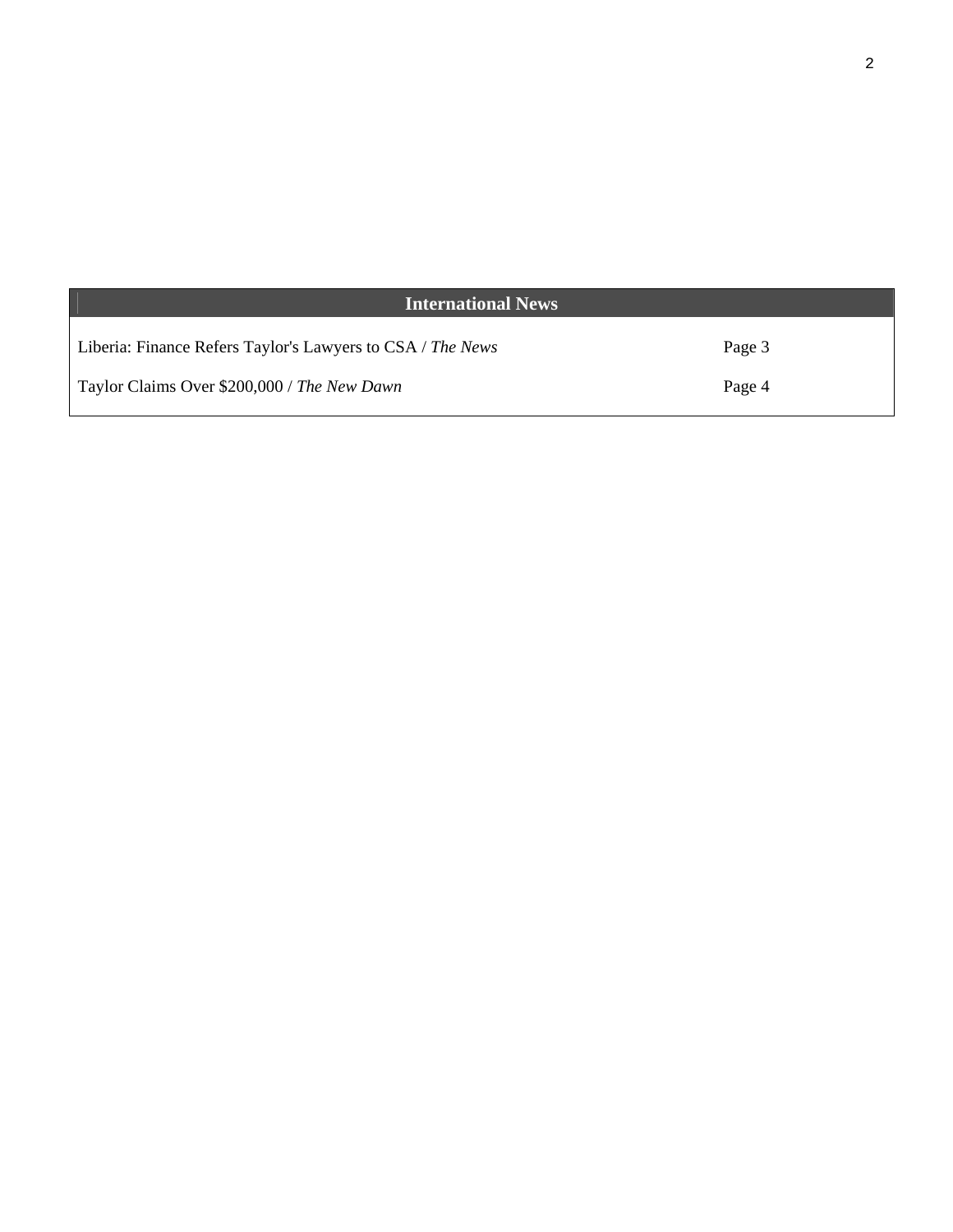| International News | |
|---|---|
| Liberia: Finance Refers Taylor's Lawyers to CSA / *The News* | Page 3 |
| Taylor Claims Over $200,000 / *The New Dawn* | Page 4 |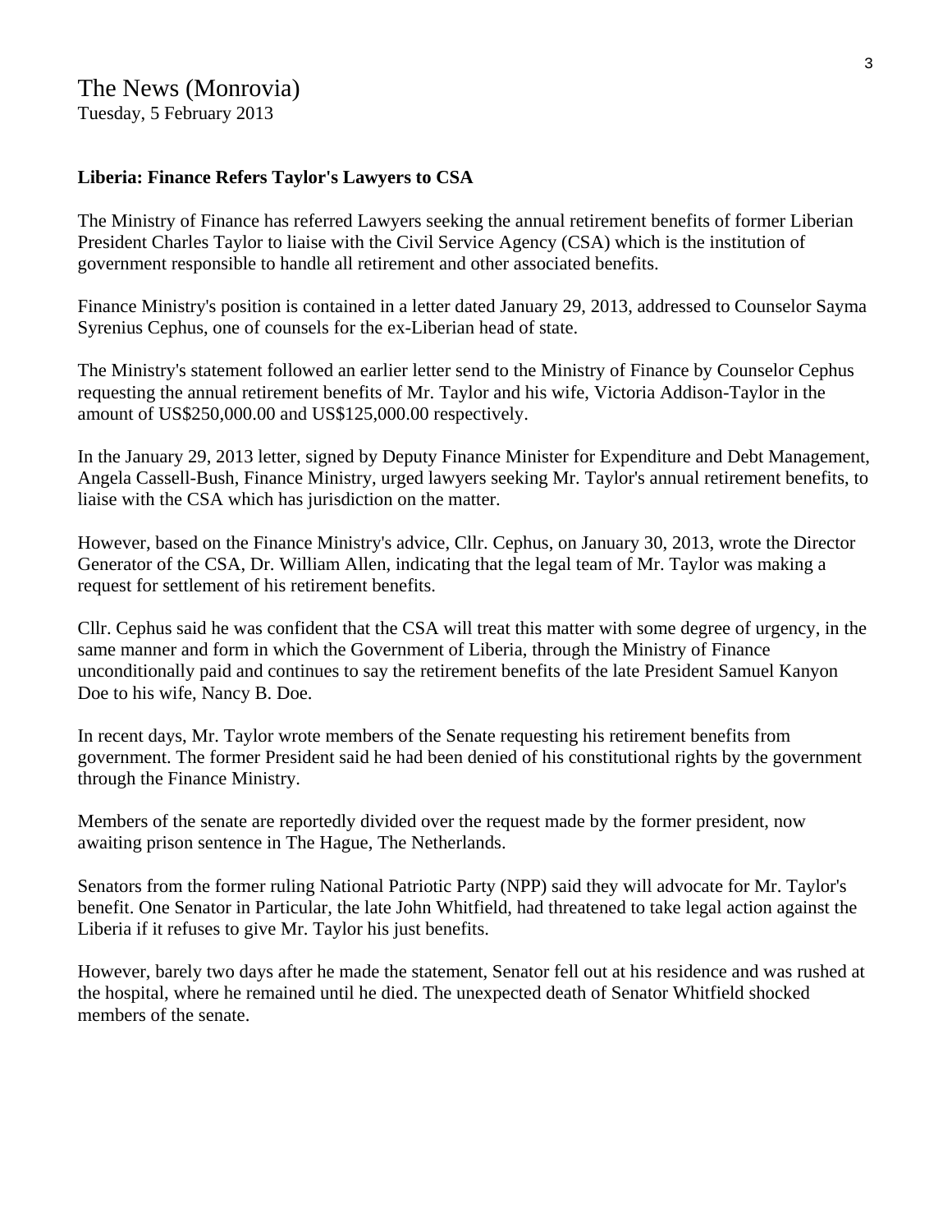The News (Monrovia)
Tuesday, 5 February 2013

**Liberia: Finance Refers Taylor's Lawyers to CSA**

The Ministry of Finance has referred Lawyers seeking the annual retirement benefits of former Liberian President Charles Taylor to liaise with the Civil Service Agency (CSA) which is the institution of government responsible to handle all retirement and other associated benefits.

Finance Ministry's position is contained in a letter dated January 29, 2013, addressed to Counselor Sayma Syrenius Cephus, one of counsels for the ex-Liberian head of state.

The Ministry's statement followed an earlier letter send to the Ministry of Finance by Counselor Cephus requesting the annual retirement benefits of Mr. Taylor and his wife, Victoria Addison-Taylor in the amount of US$250,000.00 and US$125,000.00 respectively.

In the January 29, 2013 letter, signed by Deputy Finance Minister for Expenditure and Debt Management, Angela Cassell-Bush, Finance Ministry, urged lawyers seeking Mr. Taylor's annual retirement benefits, to liaise with the CSA which has jurisdiction on the matter.

However, based on the Finance Ministry's advice, Cllr. Cephus, on January 30, 2013, wrote the Director Generator of the CSA, Dr. William Allen, indicating that the legal team of Mr. Taylor was making a request for settlement of his retirement benefits.

Cllr. Cephus said he was confident that the CSA will treat this matter with some degree of urgency, in the same manner and form in which the Government of Liberia, through the Ministry of Finance unconditionally paid and continues to say the retirement benefits of the late President Samuel Kanyon Doe to his wife, Nancy B. Doe.

In recent days, Mr. Taylor wrote members of the Senate requesting his retirement benefits from government. The former President said he had been denied of his constitutional rights by the government through the Finance Ministry.

Members of the senate are reportedly divided over the request made by the former president, now awaiting prison sentence in The Hague, The Netherlands.

Senators from the former ruling National Patriotic Party (NPP) said they will advocate for Mr. Taylor's benefit. One Senator in Particular, the late John Whitfield, had threatened to take legal action against the Liberia if it refuses to give Mr. Taylor his just benefits.

However, barely two days after he made the statement, Senator fell out at his residence and was rushed at the hospital, where he remained until he died. The unexpected death of Senator Whitfield shocked members of the senate.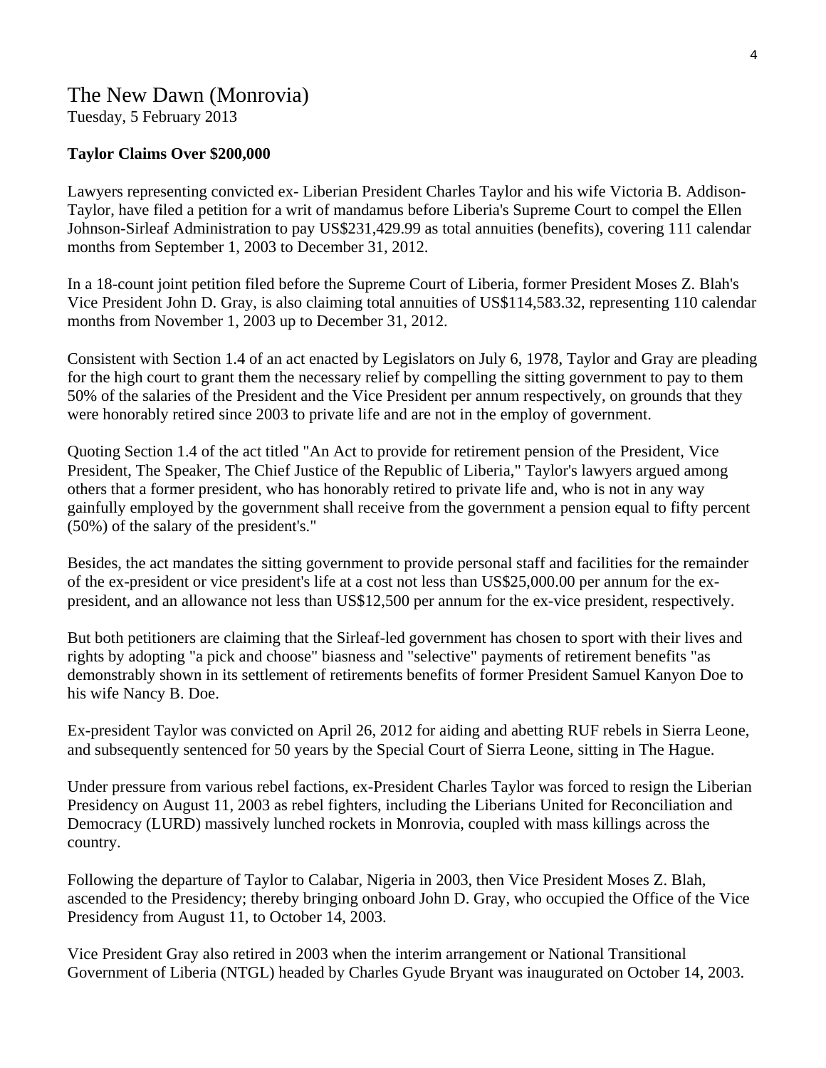# The New Dawn (Monrovia)

Tuesday, 5 February 2013

**Taylor Claims Over $200,000**

Lawyers representing convicted ex- Liberian President Charles Taylor and his wife Victoria B. Addison-Taylor, have filed a petition for a writ of mandamus before Liberia's Supreme Court to compel the Ellen Johnson-Sirleaf Administration to pay US$231,429.99 as total annuities (benefits), covering 111 calendar months from September 1, 2003 to December 31, 2012.

In a 18-count joint petition filed before the Supreme Court of Liberia, former President Moses Z. Blah's Vice President John D. Gray, is also claiming total annuities of US$114,583.32, representing 110 calendar months from November 1, 2003 up to December 31, 2012.

Consistent with Section 1.4 of an act enacted by Legislators on July 6, 1978, Taylor and Gray are pleading for the high court to grant them the necessary relief by compelling the sitting government to pay to them 50% of the salaries of the President and the Vice President per annum respectively, on grounds that they were honorably retired since 2003 to private life and are not in the employ of government.

Quoting Section 1.4 of the act titled "An Act to provide for retirement pension of the President, Vice President, The Speaker, The Chief Justice of the Republic of Liberia," Taylor's lawyers argued among others that a former president, who has honorably retired to private life and, who is not in any way gainfully employed by the government shall receive from the government a pension equal to fifty percent (50%) of the salary of the president's."

Besides, the act mandates the sitting government to provide personal staff and facilities for the remainder of the ex-president or vice president's life at a cost not less than US$25,000.00 per annum for the ex-president, and an allowance not less than US$12,500 per annum for the ex-vice president, respectively.

But both petitioners are claiming that the Sirleaf-led government has chosen to sport with their lives and rights by adopting "a pick and choose" biasness and "selective" payments of retirement benefits "as demonstrably shown in its settlement of retirements benefits of former President Samuel Kanyon Doe to his wife Nancy B. Doe.

Ex-president Taylor was convicted on April 26, 2012 for aiding and abetting RUF rebels in Sierra Leone, and subsequently sentenced for 50 years by the Special Court of Sierra Leone, sitting in The Hague.

Under pressure from various rebel factions, ex-President Charles Taylor was forced to resign the Liberian Presidency on August 11, 2003 as rebel fighters, including the Liberians United for Reconciliation and Democracy (LURD) massively lunched rockets in Monrovia, coupled with mass killings across the country.

Following the departure of Taylor to Calabar, Nigeria in 2003, then Vice President Moses Z. Blah, ascended to the Presidency; thereby bringing onboard John D. Gray, who occupied the Office of the Vice Presidency from August 11, to October 14, 2003.

Vice President Gray also retired in 2003 when the interim arrangement or National Transitional Government of Liberia (NTGL) headed by Charles Gyude Bryant was inaugurated on October 14, 2003.